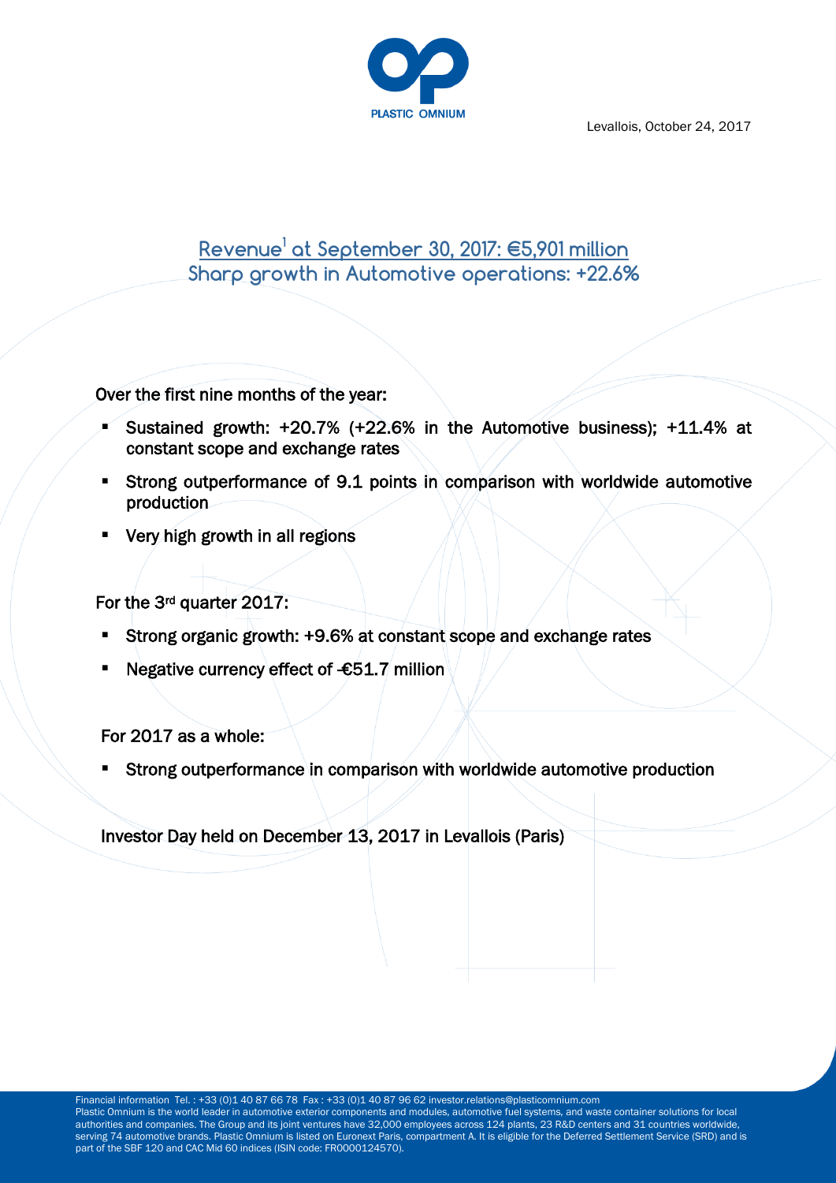PLASTIC OMNIUM

Levallois, October 24, 2017

# Revenue[1] at September 30, 2017: €5,901 million
# Sharp growth in Automotive operations: +22.6%

Over the first nine months of the year:

- Sustained growth: +20.7% (+22.6% in the Automotive business); +11.4% at constant scope and exchange rates
- Strong outperformance of 9.1 points in comparison with worldwide automotive production
- Very high growth in all regions

For the 3rd quarter 2017:

- Strong organic growth: +9.6% at constant scope and exchange rates
- Negative currency effect of -€51.7 million

For 2017 as a whole:

- Strong outperformance in comparison with worldwide automotive production

Investor Day held on December 13, 2017 in Levallois (Paris)

Financial information Tel. : +33 (0)1 40 87 66 78 Fax : +33 (0)1 40 87 96 62 investor.relations@plasticomnium.com
Plastic Omnium is the world leader in automotive exterior components and modules, automotive fuel systems, and waste container solutions for local authorities and companies. The Group and its joint ventures have 32,000 employees across 124 plants, 23 R&D centers and 31 countries worldwide, serving 74 automotive brands. Plastic Omnium is listed on Euronext Paris, compartment A. It is eligible for the Deferred Settlement Service (SRD) and is part of the SBF 120 and CAC Mid 60 indices (ISIN code: FR0000124570).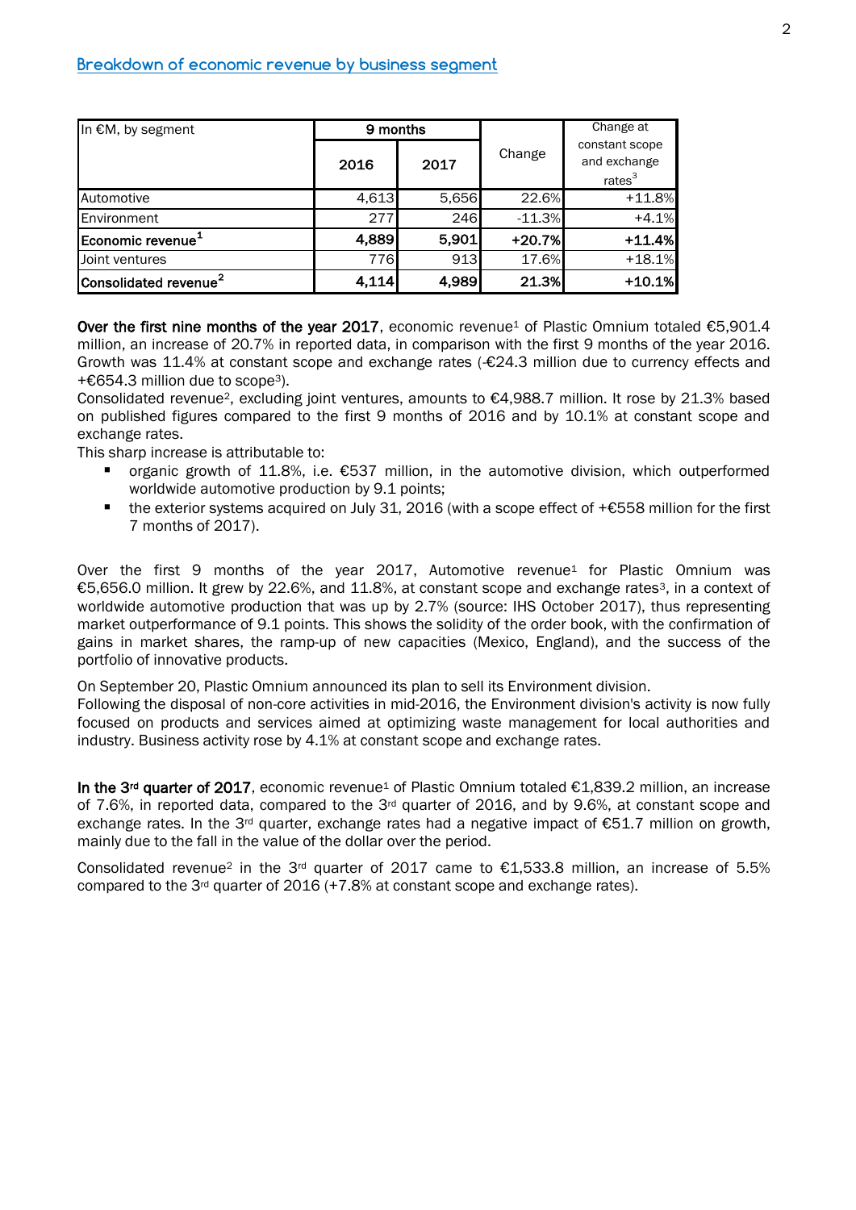## Breakdown of economic revenue by business segment

| In €M, by segment | 9 months | | Change | Change at constant scope and exchange rates[3] |
|---|---|---|---|---|
| | 2016 | 2017 | | |
| Automotive | 4,613 | 5,656 | 22.6% | +11.8% |
| Environment | 277 | 246 | -11.3% | +4.1% |
| **Economic revenue[1]** | **4,889** | **5,901** | **+20.7%** | **+11.4%** |
| Joint ventures | 776 | 913 | 17.6% | +18.1% |
| **Consolidated revenue[2]** | **4,114** | **4,989** | **21.3%** | **+10.1%** |

**Over the first nine months of the year 2017**, economic revenue[1] of Plastic Omnium totaled €5,901.4 million, an increase of 20.7% in reported data, in comparison with the first 9 months of the year 2016. Growth was 11.4% at constant scope and exchange rates (-€24.3 million due to currency effects and +€654.3 million due to scope[3]).

Consolidated revenue[2], excluding joint ventures, amounts to €4,988.7 million. It rose by 21.3% based on published figures compared to the first 9 months of 2016 and by 10.1% at constant scope and exchange rates.

This sharp increase is attributable to:

- organic growth of 11.8%, i.e. €537 million, in the automotive division, which outperformed worldwide automotive production by 9.1 points;
- the exterior systems acquired on July 31, 2016 (with a scope effect of +€558 million for the first 7 months of 2017).

Over the first 9 months of the year 2017, Automotive revenue[1] for Plastic Omnium was €5,656.0 million. It grew by 22.6%, and 11.8%, at constant scope and exchange rates[3], in a context of worldwide automotive production that was up by 2.7% (source: IHS October 2017), thus representing market outperformance of 9.1 points. This shows the solidity of the order book, with the confirmation of gains in market shares, the ramp-up of new capacities (Mexico, England), and the success of the portfolio of innovative products.

On September 20, Plastic Omnium announced its plan to sell its Environment division.

Following the disposal of non-core activities in mid-2016, the Environment division's activity is now fully focused on products and services aimed at optimizing waste management for local authorities and industry. Business activity rose by 4.1% at constant scope and exchange rates.

**In the 3rd quarter of 2017**, economic revenue[1] of Plastic Omnium totaled €1,839.2 million, an increase of 7.6%, in reported data, compared to the 3rd quarter of 2016, and by 9.6%, at constant scope and exchange rates. In the 3rd quarter, exchange rates had a negative impact of €51.7 million on growth, mainly due to the fall in the value of the dollar over the period.

Consolidated revenue[2] in the 3rd quarter of 2017 came to €1,533.8 million, an increase of 5.5% compared to the 3rd quarter of 2016 (+7.8% at constant scope and exchange rates).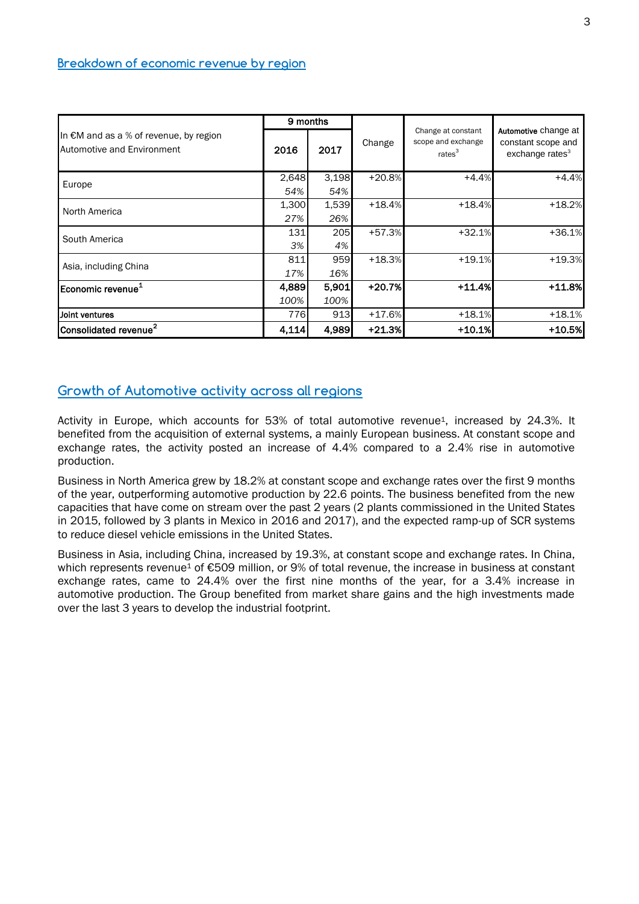## Breakdown of economic revenue by region

| In €M and as a % of revenue, by region Automotive and Environment | 9 months | | Change | Change at constant scope and exchange rates[3] | Automotive change at constant scope and exchange rates[3] |
|---|---|---|---|---|---|
| | 2016 | 2017 | | | |
| Europe | 2,648<br>*54%* | 3,198<br>*54%* | +20.8% | +4.4% | +4.4% |
| North America | 1,300<br>*27%* | 1,539<br>*26%* | +18.4% | +18.4% | +18.2% |
| South America | 131<br>*3%* | 205<br>*4%* | +57.3% | +32.1% | +36.1% |
| Asia, including China | 811<br>*17%* | 959<br>*16%* | +18.3% | +19.1% | +19.3% |
| **Economic revenue[1]** | **4,889**<br>*100%* | **5,901**<br>*100%* | **+20.7%** | **+11.4%** | **+11.8%** |
| Joint ventures | 776 | 913 | +17.6% | +18.1% | +18.1% |
| **Consolidated revenue[2]** | **4,114** | **4,989** | **+21.3%** | **+10.1%** | **+10.5%** |

## Growth of Automotive activity across all regions

Activity in Europe, which accounts for 53% of total automotive revenue[1], increased by 24.3%. It benefited from the acquisition of external systems, a mainly European business. At constant scope and exchange rates, the activity posted an increase of 4.4% compared to a 2.4% rise in automotive production.

Business in North America grew by 18.2% at constant scope and exchange rates over the first 9 months of the year, outperforming automotive production by 22.6 points. The business benefited from the new capacities that have come on stream over the past 2 years (2 plants commissioned in the United States in 2015, followed by 3 plants in Mexico in 2016 and 2017), and the expected ramp-up of SCR systems to reduce diesel vehicle emissions in the United States.

Business in Asia, including China, increased by 19.3%, at constant scope and exchange rates. In China, which represents revenue[1] of €509 million, or 9% of total revenue, the increase in business at constant exchange rates, came to 24.4% over the first nine months of the year, for a 3.4% increase in automotive production. The Group benefited from market share gains and the high investments made over the last 3 years to develop the industrial footprint.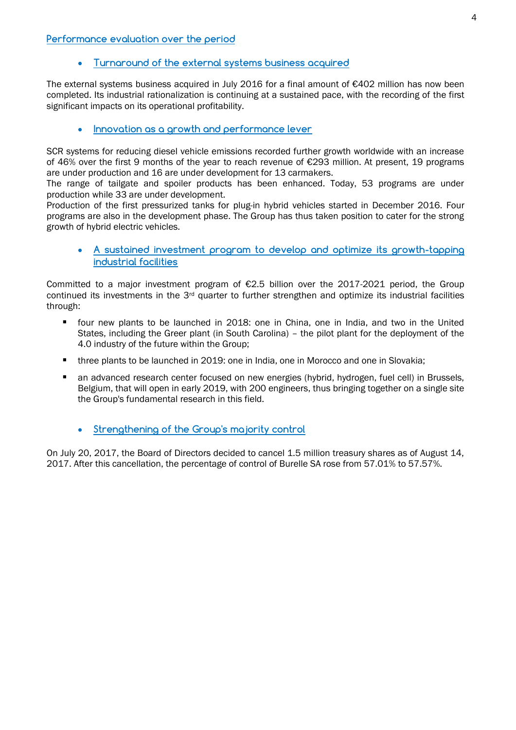## Performance evaluation over the period

- **Turnaround of the external systems business acquired**

The external systems business acquired in July 2016 for a final amount of €402 million has now been completed. Its industrial rationalization is continuing at a sustained pace, with the recording of the first significant impacts on its operational profitability.

- **Innovation as a growth and performance lever**

SCR systems for reducing diesel vehicle emissions recorded further growth worldwide with an increase of 46% over the first 9 months of the year to reach revenue of €293 million. At present, 19 programs are under production and 16 are under development for 13 carmakers.
The range of tailgate and spoiler products has been enhanced. Today, 53 programs are under production while 33 are under development.
Production of the first pressurized tanks for plug-in hybrid vehicles started in December 2016. Four programs are also in the development phase. The Group has thus taken position to cater for the strong growth of hybrid electric vehicles.

- **A sustained investment program to develop and optimize its growth-tapping industrial facilities**

Committed to a major investment program of €2.5 billion over the 2017-2021 period, the Group continued its investments in the 3rd quarter to further strengthen and optimize its industrial facilities through:

- four new plants to be launched in 2018: one in China, one in India, and two in the United States, including the Greer plant (in South Carolina) – the pilot plant for the deployment of the 4.0 industry of the future within the Group;
- three plants to be launched in 2019: one in India, one in Morocco and one in Slovakia;
- an advanced research center focused on new energies (hybrid, hydrogen, fuel cell) in Brussels, Belgium, that will open in early 2019, with 200 engineers, thus bringing together on a single site the Group's fundamental research in this field.

- **Strengthening of the Group's majority control**

On July 20, 2017, the Board of Directors decided to cancel 1.5 million treasury shares as of August 14, 2017. After this cancellation, the percentage of control of Burelle SA rose from 57.01% to 57.57%.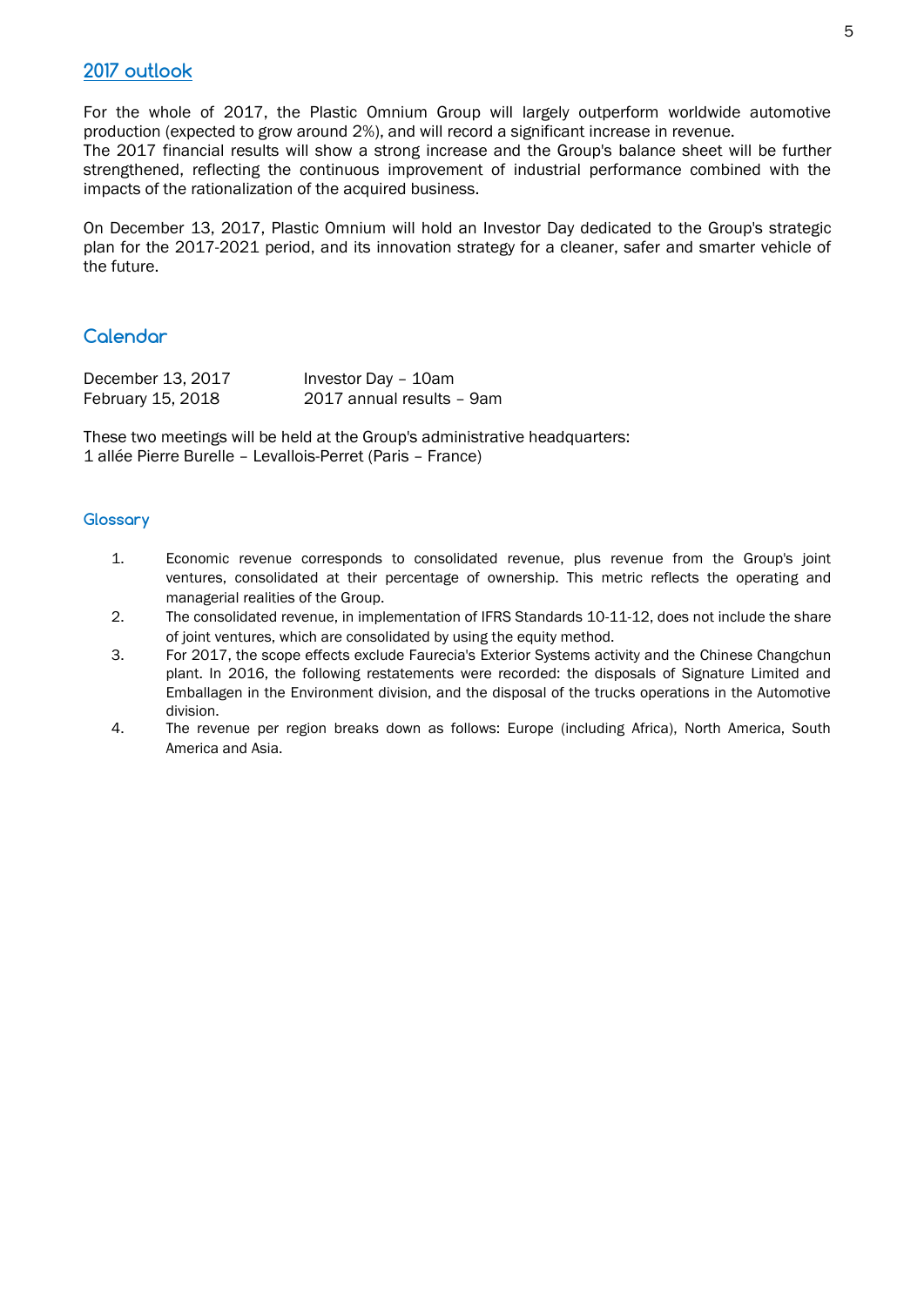## 2017 outlook

For the whole of 2017, the Plastic Omnium Group will largely outperform worldwide automotive production (expected to grow around 2%), and will record a significant increase in revenue.
The 2017 financial results will show a strong increase and the Group's balance sheet will be further strengthened, reflecting the continuous improvement of industrial performance combined with the impacts of the rationalization of the acquired business.

On December 13, 2017, Plastic Omnium will hold an Investor Day dedicated to the Group's strategic plan for the 2017-2021 period, and its innovation strategy for a cleaner, safer and smarter vehicle of the future.

## Calendar

| | |
|---|---|
| December 13, 2017 | Investor Day – 10am |
| February 15, 2018 | 2017 annual results – 9am |

These two meetings will be held at the Group's administrative headquarters:
1 allée Pierre Burelle – Levallois-Perret (Paris – France)

### Glossary

1. Economic revenue corresponds to consolidated revenue, plus revenue from the Group's joint ventures, consolidated at their percentage of ownership. This metric reflects the operating and managerial realities of the Group.
2. The consolidated revenue, in implementation of IFRS Standards 10-11-12, does not include the share of joint ventures, which are consolidated by using the equity method.
3. For 2017, the scope effects exclude Faurecia's Exterior Systems activity and the Chinese Changchun plant. In 2016, the following restatements were recorded: the disposals of Signature Limited and Emballagen in the Environment division, and the disposal of the trucks operations in the Automotive division.
4. The revenue per region breaks down as follows: Europe (including Africa), North America, South America and Asia.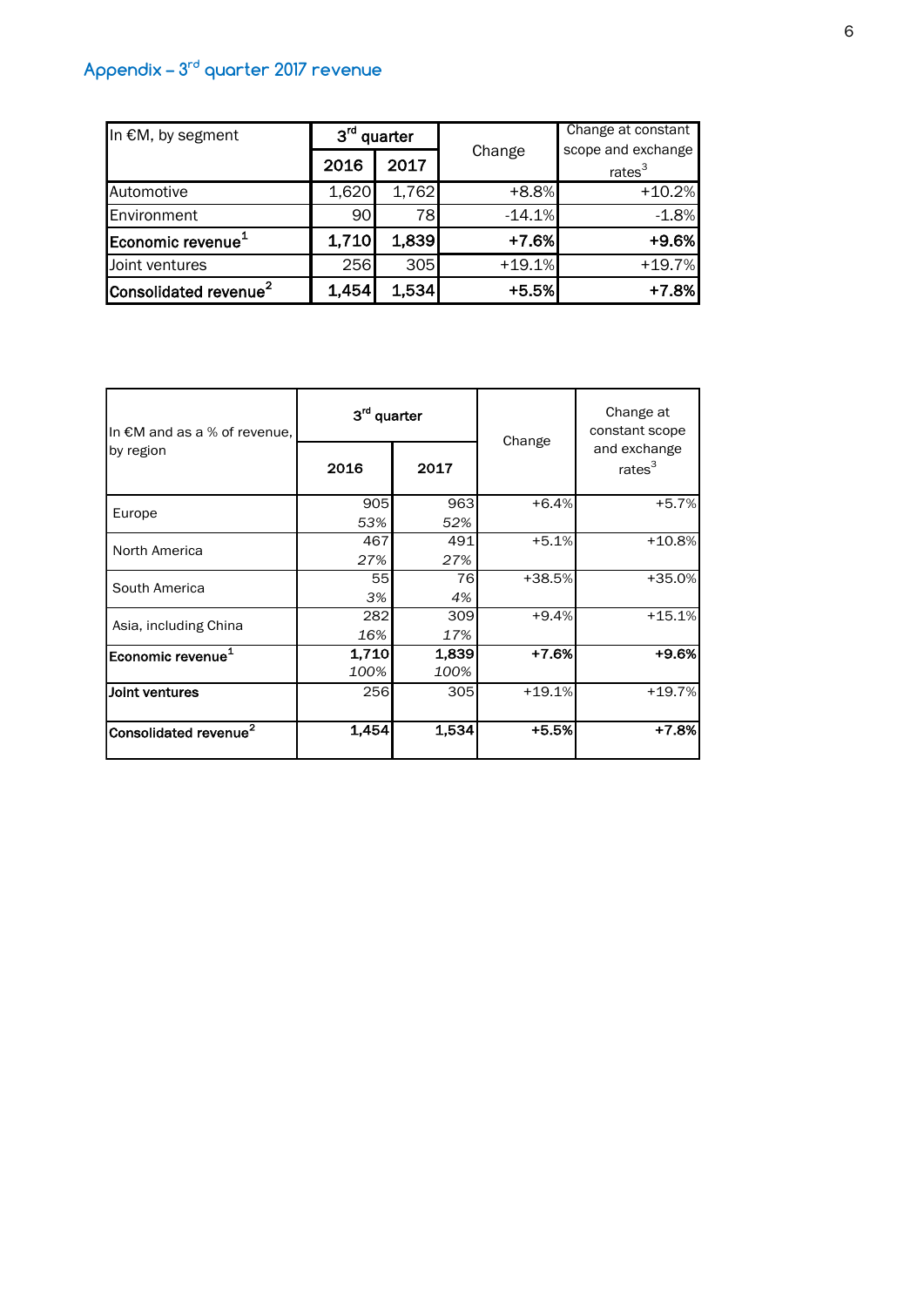## Appendix – 3rd quarter 2017 revenue

| In €M, by segment | 3rd quarter | | Change | Change at constant scope and exchange rates[3] |
|---|---|---|---|---|
| | 2016 | 2017 | | |
| Automotive | 1,620 | 1,762 | +8.8% | +10.2% |
| Environment | 90 | 78 | -14.1% | -1.8% |
| **Economic revenue[1]** | **1,710** | **1,839** | **+7.6%** | **+9.6%** |
| Joint ventures | 256 | 305 | +19.1% | +19.7% |
| **Consolidated revenue[2]** | **1,454** | **1,534** | **+5.5%** | **+7.8%** |

| In €M and as a % of revenue, by region | 3rd quarter | | Change | Change at constant scope and exchange rates[3] |
|---|---|---|---|---|
| | **2016** | **2017** | | |
| Europe | 905<br>*53%* | 963<br>*52%* | +6.4% | +5.7% |
| North America | 467<br>*27%* | 491<br>*27%* | +5.1% | +10.8% |
| South America | 55<br>*3%* | 76<br>*4%* | +38.5% | +35.0% |
| Asia, including China | 282<br>*16%* | 309<br>*17%* | +9.4% | +15.1% |
| **Economic revenue[1]** | **1,710**<br>*100%* | **1,839**<br>*100%* | **+7.6%** | **+9.6%** |
| **Joint ventures** | 256 | 305 | +19.1% | +19.7% |
| **Consolidated revenue[2]** | **1,454** | **1,534** | **+5.5%** | **+7.8%** |